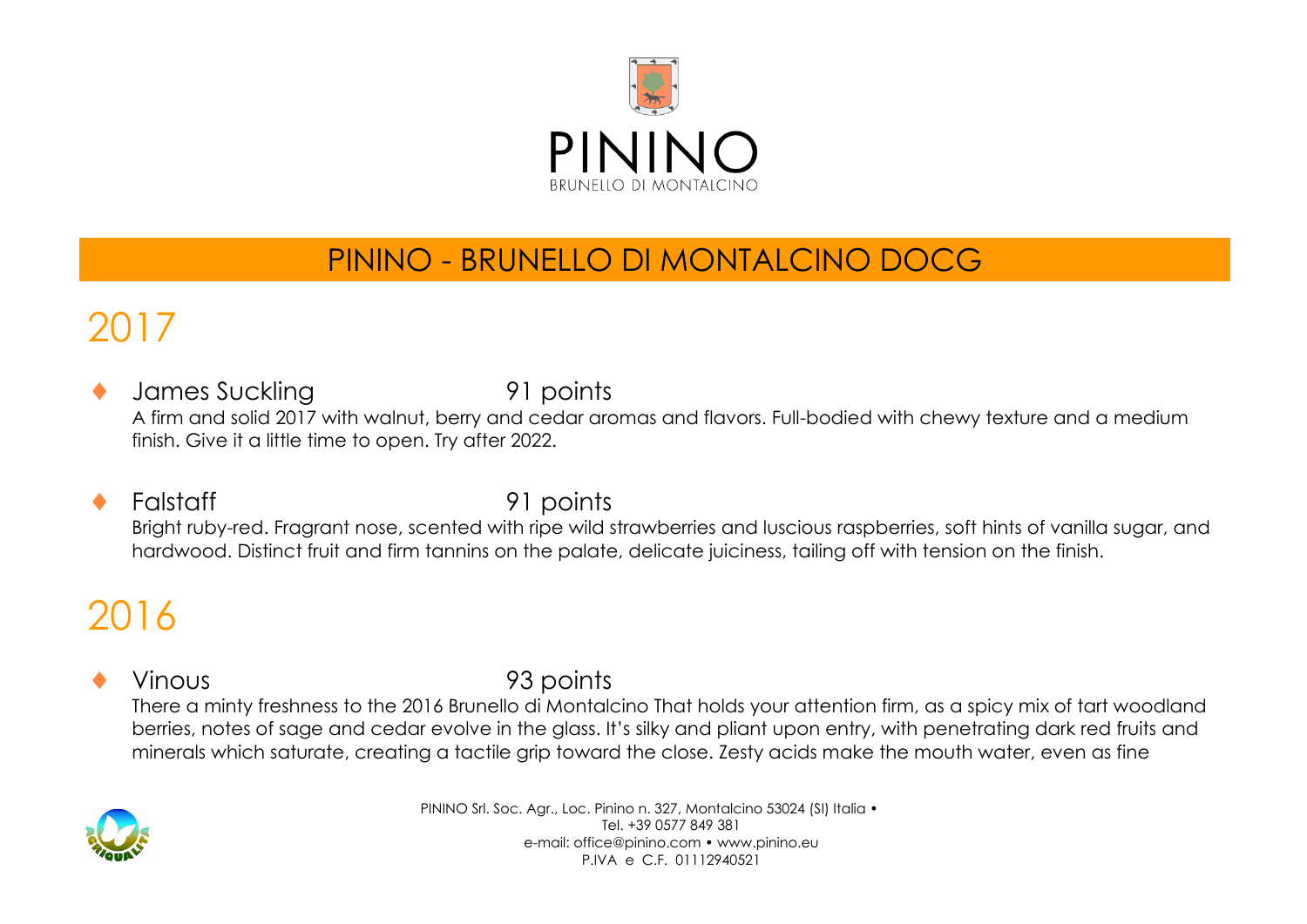# PININO

BRUNELLO DI MONTALCINO

## PININO - BRUNELLO DI MONTALCINO DOCG

## 2017

- **James Suckling** 91 points

  A firm and solid 2017 with walnut, berry and cedar aromas and flavors. Full-bodied with chewy texture and a medium finish. Give it a little time to open. Try after 2022.

- **Falstaff** 91 points

  Bright ruby-red. Fragrant nose, scented with ripe wild strawberries and luscious raspberries, soft hints of vanilla sugar, and hardwood. Distinct fruit and firm tannins on the palate, delicate juiciness, tailing off with tension on the finish.

## 2016

- **Vinous** 93 points

  There a minty freshness to the 2016 Brunello di Montalcino That holds your attention firm, as a spicy mix of tart woodland berries, notes of sage and cedar evolve in the glass. It's silky and pliant upon entry, with penetrating dark red fruits and minerals which saturate, creating a tactile grip toward the close. Zesty acids make the mouth water, even as fine

PININO Srl. Soc. Agr., Loc. Pinino n. 327, Montalcino 53024 (SI) Italia •
Tel. +39 0577 849 381
e-mail: office@pinino.com • www.pinino.eu
P.IVA e C.F. 01112940521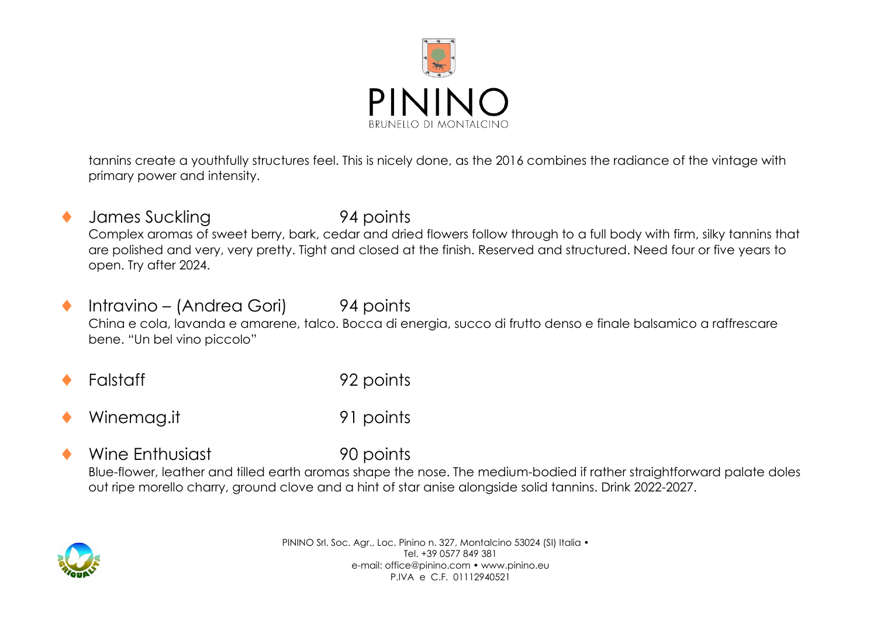tannins create a youthfully structures feel. This is nicely done, as the 2016 combines the radiance of the vintage with primary power and intensity.

- **James Suckling** — 94 points
  Complex aromas of sweet berry, bark, cedar and dried flowers follow through to a full body with firm, silky tannins that are polished and very, very pretty. Tight and closed at the finish. Reserved and structured. Need four or five years to open. Try after 2024.

- **Intravino – (Andrea Gori)** — 94 points
  China e cola, lavanda e amarene, talco. Bocca di energia, succo di frutto denso e finale balsamico a raffrescare bene. "Un bel vino piccolo"

- **Falstaff** — 92 points

- **Winemag.it** — 91 points

- **Wine Enthusiast** — 90 points
  Blue-flower, leather and tilled earth aromas shape the nose. The medium-bodied if rather straightforward palate doles out ripe morello charry, ground clove and a hint of star anise alongside solid tannins. Drink 2022-2027.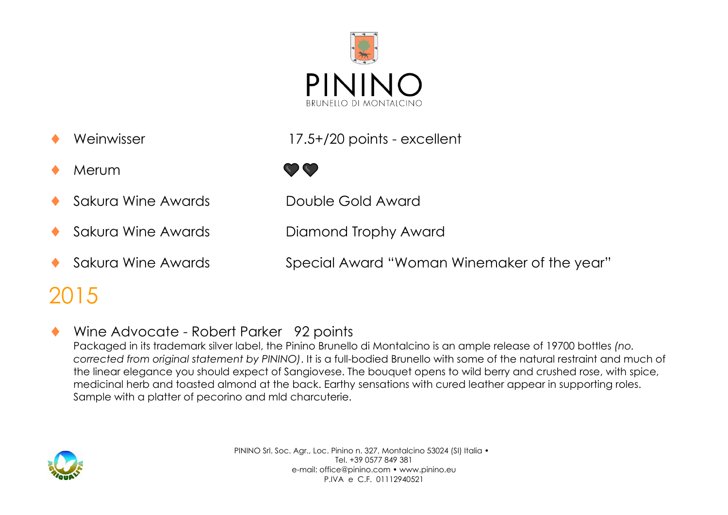# PINNO

BRUNELLO DI MONTALCINO

- Weinwisser — 17.5+/20 points - excellent
- Merum — 🖤🖤
- Sakura Wine Awards — Double Gold Award
- Sakura Wine Awards — Diamond Trophy Award
- Sakura Wine Awards — Special Award "Woman Winemaker of the year"

## 2015

- Wine Advocate - Robert Parker   92 points

  Packaged in its trademark silver label, the Pinino Brunello di Montalcino is an ample release of 19700 bottles *(no. corrected from original statement by PININO)*. It is a full-bodied Brunello with some of the natural restraint and much of the linear elegance you should expect of Sangiovese. The bouquet opens to wild berry and crushed rose, with spice, medicinal herb and toasted almond at the back. Earthy sensations with cured leather appear in supporting roles. Sample with a platter of pecorino and mld charcuterie.

PININO Srl. Soc. Agr., Loc. Pinino n. 327, Montalcino 53024 (SI) Italia •
Tel. +39 0577 849 381
e-mail: office@pinino.com • www.pinino.eu
P.IVA e C.F. 01112940521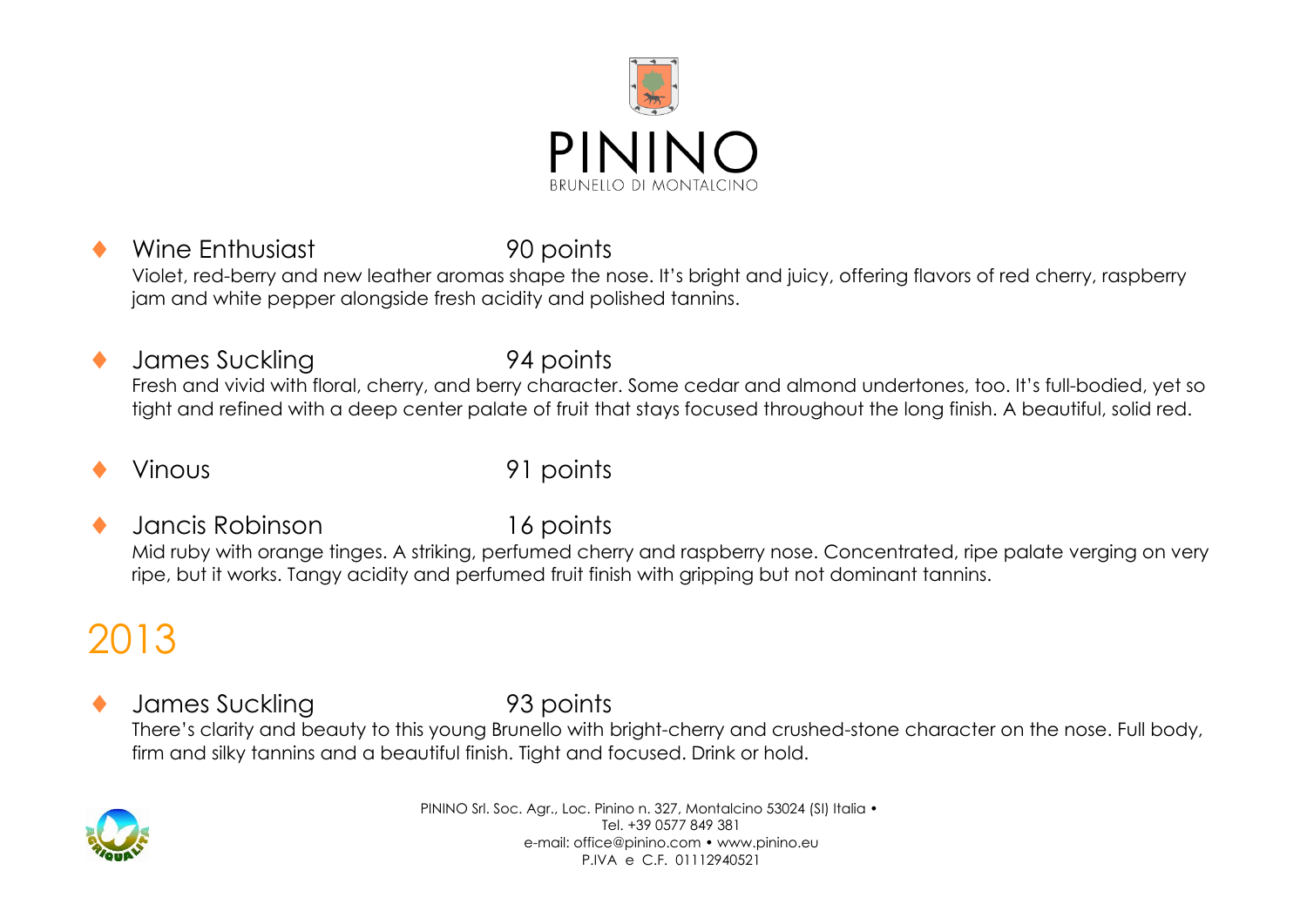# PININO

BRUNELLO DI MONTALCINO

- **Wine Enthusiast** 90 points

  Violet, red-berry and new leather aromas shape the nose. It's bright and juicy, offering flavors of red cherry, raspberry jam and white pepper alongside fresh acidity and polished tannins.

- **James Suckling** 94 points

  Fresh and vivid with floral, cherry, and berry character. Some cedar and almond undertones, too. It's full-bodied, yet so tight and refined with a deep center palate of fruit that stays focused throughout the long finish. A beautiful, solid red.

- **Vinous** 91 points

- **Jancis Robinson** 16 points

  Mid ruby with orange tinges. A striking, perfumed cherry and raspberry nose. Concentrated, ripe palate verging on very ripe, but it works. Tangy acidity and perfumed fruit finish with gripping but not dominant tannins.

## 2013

- **James Suckling** 93 points

  There's clarity and beauty to this young Brunello with bright-cherry and crushed-stone character on the nose. Full body, firm and silky tannins and a beautiful finish. Tight and focused. Drink or hold.

PININO Srl. Soc. Agr., Loc. Pinino n. 327, Montalcino 53024 (SI) Italia •
Tel. +39 0577 849 381
e-mail: office@pinino.com • www.pinino.eu
P.IVA e C.F. 01112940521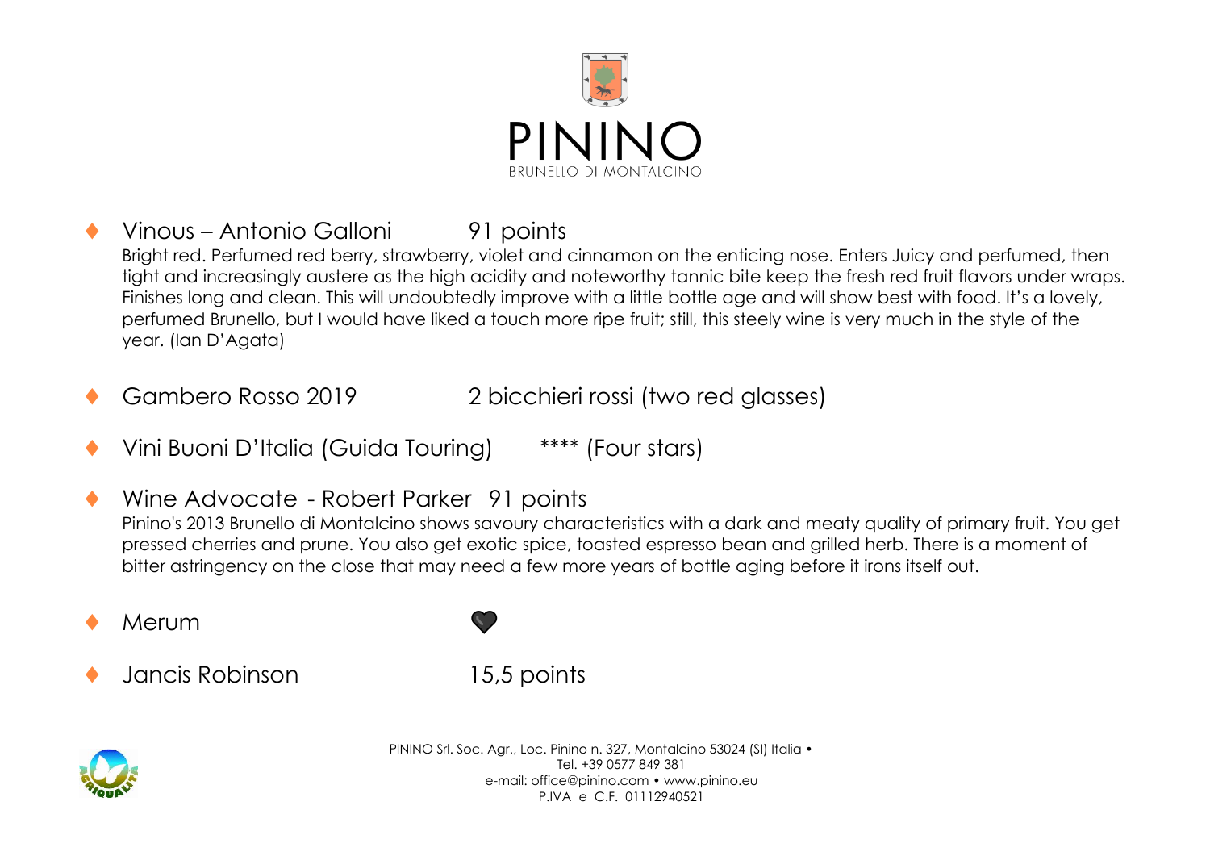# PININO

BRUNELLO DI MONTALCINO

- Vinous – Antonio Galloni 91 points

  Bright red. Perfumed red berry, strawberry, violet and cinnamon on the enticing nose. Enters Juicy and perfumed, then tight and increasingly austere as the high acidity and noteworthy tannic bite keep the fresh red fruit flavors under wraps. Finishes long and clean. This will undoubtedly improve with a little bottle age and will show best with food. It's a lovely, perfumed Brunello, but I would have liked a touch more ripe fruit; still, this steely wine is very much in the style of the year. (Ian D'Agata)

- Gambero Rosso 2019 2 bicchieri rossi (two red glasses)

- Vini Buoni D'Italia (Guida Touring) **** (Four stars)

- Wine Advocate - Robert Parker 91 points

  Pinino's 2013 Brunello di Montalcino shows savoury characteristics with a dark and meaty quality of primary fruit. You get pressed cherries and prune. You also get exotic spice, toasted espresso bean and grilled herb. There is a moment of bitter astringency on the close that may need a few more years of bottle aging before it irons itself out.

- Merum ♥

- Jancis Robinson 15,5 points

PININO Srl. Soc. Agr., Loc. Pinino n. 327, Montalcino 53024 (SI) Italia •
Tel. +39 0577 849 381
e-mail: office@pinino.com • www.pinino.eu
P.IVA e C.F. 01112940521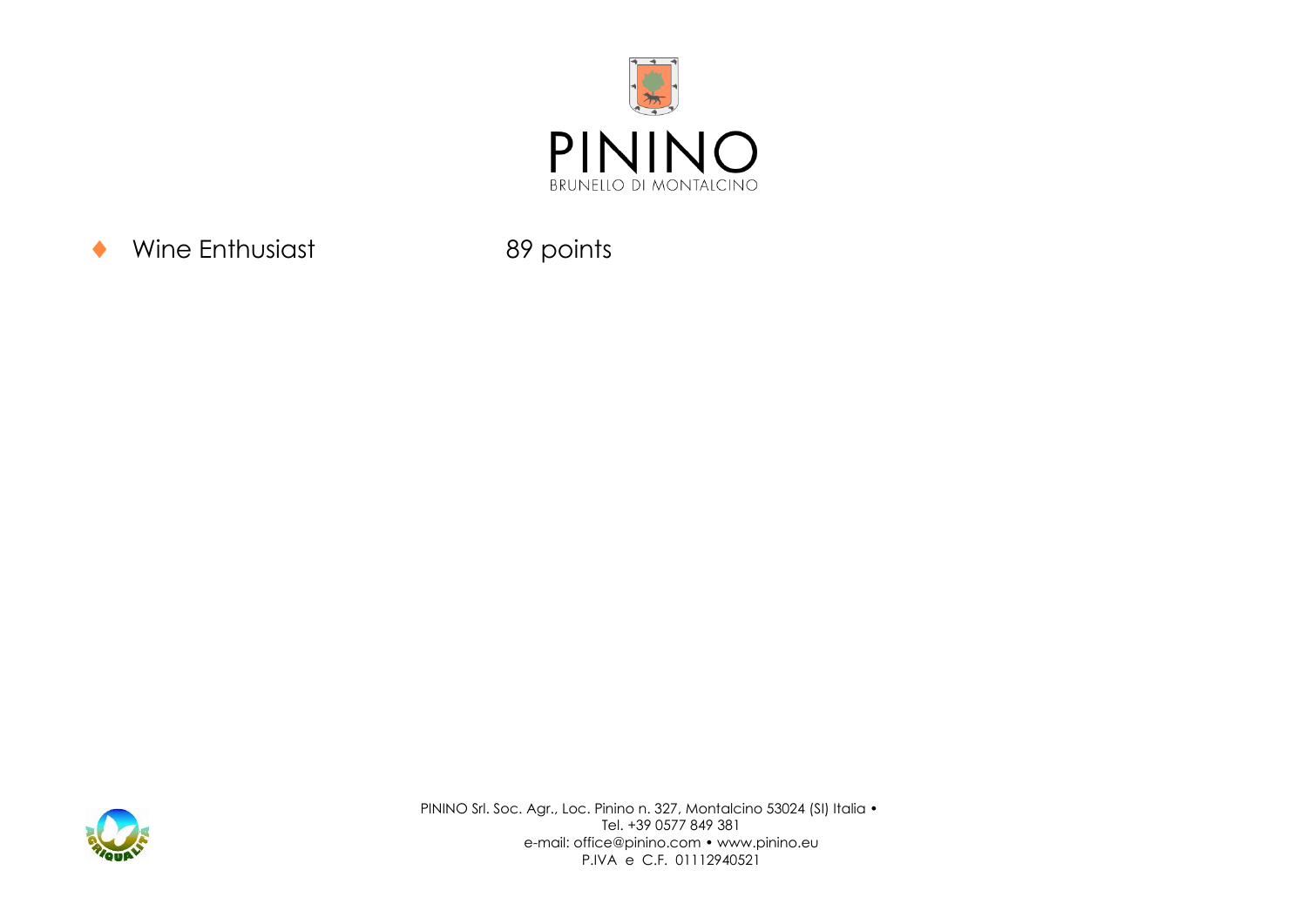PININO

BRUNELLO DI MONTALCINO

- Wine Enthusiast 89 points

PININO Srl. Soc. Agr., Loc. Pinino n. 327, Montalcino 53024 (SI) Italia •
Tel. +39 0577 849 381
e-mail: office@pinino.com • www.pinino.eu
P.IVA e C.F. 01112940521